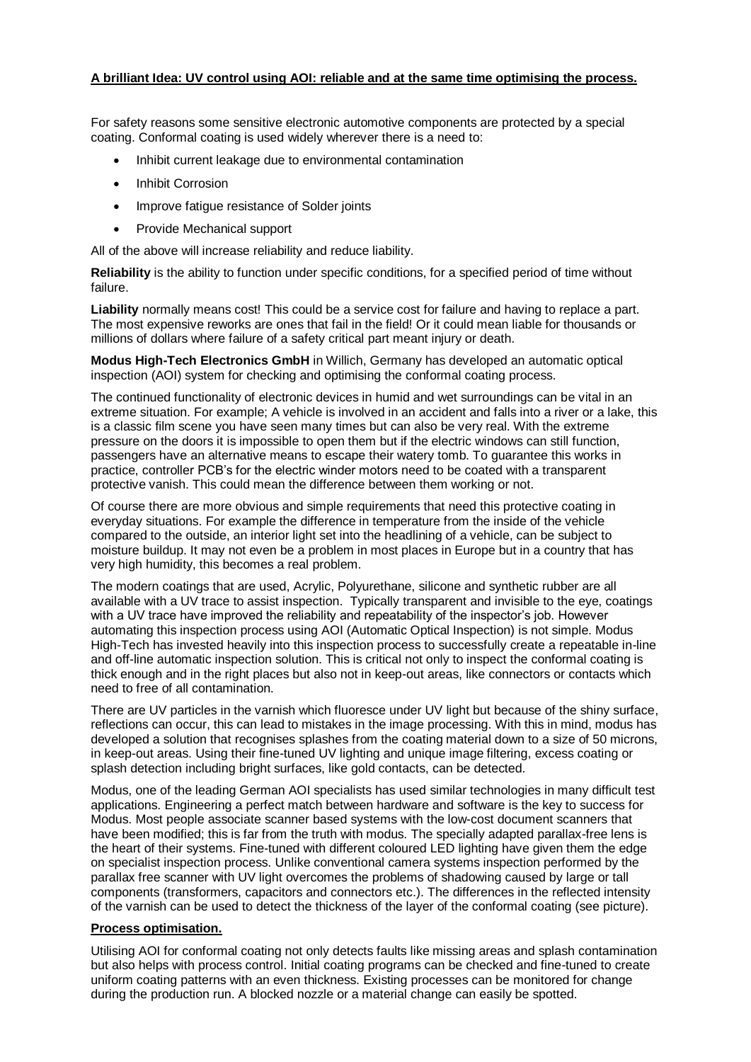**A brilliant Idea: UV control using AOI: reliable and at the same time optimising the process.**

For safety reasons some sensitive electronic automotive components are protected by a special coating. Conformal coating is used widely wherever there is a need to:

- Inhibit current leakage due to environmental contamination
- Inhibit Corrosion
- Improve fatigue resistance of Solder joints
- Provide Mechanical support

All of the above will increase reliability and reduce liability.

**Reliability** is the ability to function under specific conditions, for a specified period of time without failure.

**Liability** normally means cost! This could be a service cost for failure and having to replace a part. The most expensive reworks are ones that fail in the field! Or it could mean liable for thousands or millions of dollars where failure of a safety critical part meant injury or death.

**Modus High-Tech Electronics GmbH** in Willich, Germany has developed an automatic optical inspection (AOI) system for checking and optimising the conformal coating process.

The continued functionality of electronic devices in humid and wet surroundings can be vital in an extreme situation. For example; A vehicle is involved in an accident and falls into a river or a lake, this is a classic film scene you have seen many times but can also be very real. With the extreme pressure on the doors it is impossible to open them but if the electric windows can still function, passengers have an alternative means to escape their watery tomb. To guarantee this works in practice, controller PCB's for the electric winder motors need to be coated with a transparent protective vanish. This could mean the difference between them working or not.

Of course there are more obvious and simple requirements that need this protective coating in everyday situations. For example the difference in temperature from the inside of the vehicle compared to the outside, an interior light set into the headlining of a vehicle, can be subject to moisture buildup. It may not even be a problem in most places in Europe but in a country that has very high humidity, this becomes a real problem.

The modern coatings that are used, Acrylic, Polyurethane, silicone and synthetic rubber are all available with a UV trace to assist inspection. Typically transparent and invisible to the eye, coatings with a UV trace have improved the reliability and repeatability of the inspector's job. However automating this inspection process using AOI (Automatic Optical Inspection) is not simple. Modus High-Tech has invested heavily into this inspection process to successfully create a repeatable in-line and off-line automatic inspection solution. This is critical not only to inspect the conformal coating is thick enough and in the right places but also not in keep-out areas, like connectors or contacts which need to free of all contamination.

There are UV particles in the varnish which fluoresce under UV light but because of the shiny surface, reflections can occur, this can lead to mistakes in the image processing. With this in mind, modus has developed a solution that recognises splashes from the coating material down to a size of 50 microns, in keep-out areas. Using their fine-tuned UV lighting and unique image filtering, excess coating or splash detection including bright surfaces, like gold contacts, can be detected.

Modus, one of the leading German AOI specialists has used similar technologies in many difficult test applications. Engineering a perfect match between hardware and software is the key to success for Modus. Most people associate scanner based systems with the low-cost document scanners that have been modified; this is far from the truth with modus. The specially adapted parallax-free lens is the heart of their systems. Fine-tuned with different coloured LED lighting have given them the edge on specialist inspection process. Unlike conventional camera systems inspection performed by the parallax free scanner with UV light overcomes the problems of shadowing caused by large or tall components (transformers, capacitors and connectors etc.). The differences in the reflected intensity of the varnish can be used to detect the thickness of the layer of the conformal coating (see picture).

**Process optimisation.**

Utilising AOI for conformal coating not only detects faults like missing areas and splash contamination but also helps with process control. Initial coating programs can be checked and fine-tuned to create uniform coating patterns with an even thickness. Existing processes can be monitored for change during the production run. A blocked nozzle or a material change can easily be spotted.